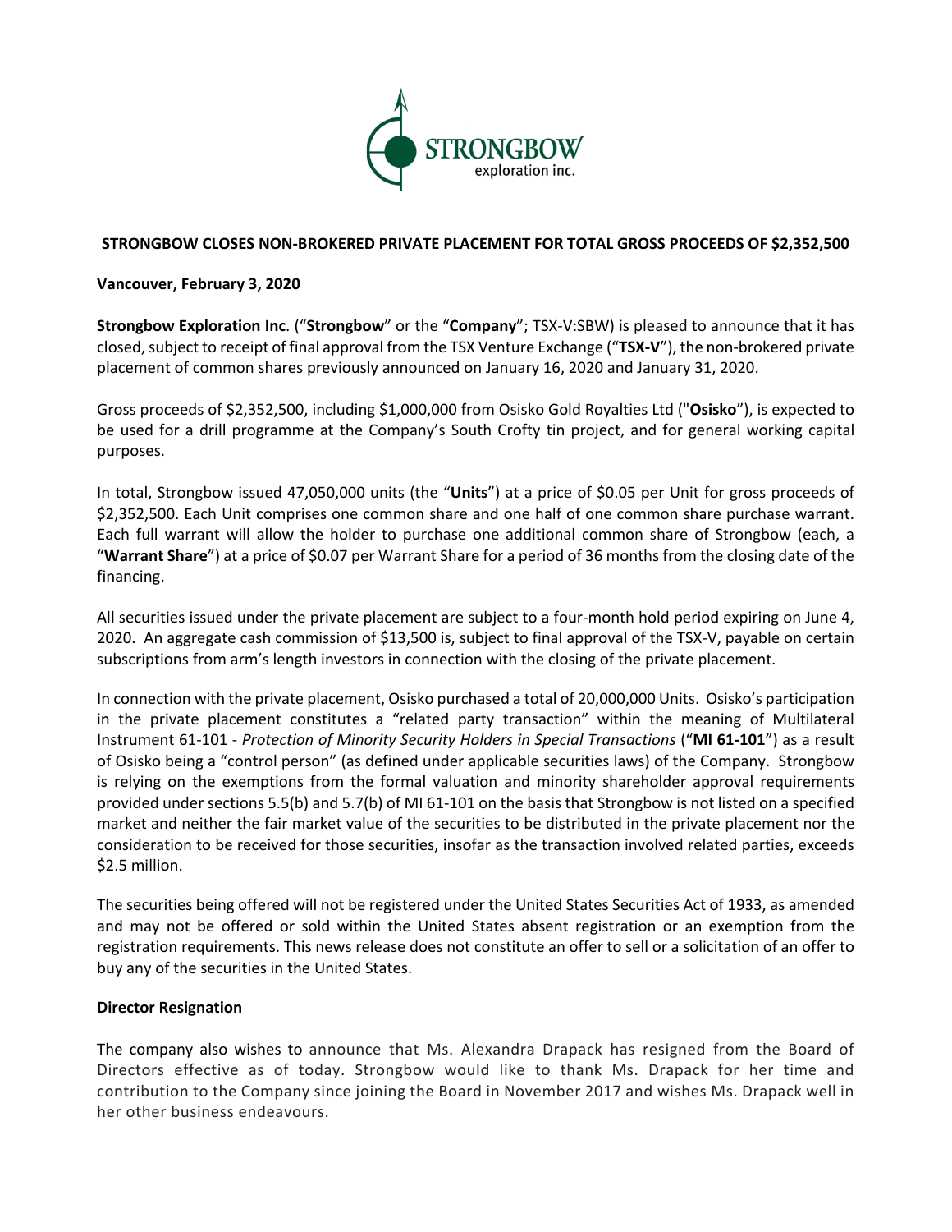**STRONGBOW CLOSES NON-BROKERED PRIVATE PLACEMENT FOR TOTAL GROSS PROCEEDS OF $2,352,500**

**Vancouver, February 3, 2020**

**Strongbow Exploration Inc**. ("**Strongbow**" or the "**Company**"; TSX-V:SBW) is pleased to announce that it has closed, subject to receipt of final approval from the TSX Venture Exchange ("**TSX-V**"), the non-brokered private placement of common shares previously announced on January 16, 2020 and January 31, 2020.

Gross proceeds of $2,352,500, including $1,000,000 from Osisko Gold Royalties Ltd ("**Osisko**"), is expected to be used for a drill programme at the Company's South Crofty tin project, and for general working capital purposes.

In total, Strongbow issued 47,050,000 units (the "**Units**") at a price of $0.05 per Unit for gross proceeds of $2,352,500. Each Unit comprises one common share and one half of one common share purchase warrant. Each full warrant will allow the holder to purchase one additional common share of Strongbow (each, a "**Warrant Share**") at a price of $0.07 per Warrant Share for a period of 36 months from the closing date of the financing.

All securities issued under the private placement are subject to a four-month hold period expiring on June 4, 2020. An aggregate cash commission of $13,500 is, subject to final approval of the TSX-V, payable on certain subscriptions from arm's length investors in connection with the closing of the private placement.

In connection with the private placement, Osisko purchased a total of 20,000,000 Units. Osisko's participation in the private placement constitutes a "related party transaction" within the meaning of Multilateral Instrument 61-101 - *Protection of Minority Security Holders in Special Transactions* ("**MI 61-101**") as a result of Osisko being a "control person" (as defined under applicable securities laws) of the Company. Strongbow is relying on the exemptions from the formal valuation and minority shareholder approval requirements provided under sections 5.5(b) and 5.7(b) of MI 61-101 on the basis that Strongbow is not listed on a specified market and neither the fair market value of the securities to be distributed in the private placement nor the consideration to be received for those securities, insofar as the transaction involved related parties, exceeds $2.5 million.

The securities being offered will not be registered under the United States Securities Act of 1933, as amended and may not be offered or sold within the United States absent registration or an exemption from the registration requirements. This news release does not constitute an offer to sell or a solicitation of an offer to buy any of the securities in the United States.

**Director Resignation**

The company also wishes to announce that Ms. Alexandra Drapack has resigned from the Board of Directors effective as of today. Strongbow would like to thank Ms. Drapack for her time and contribution to the Company since joining the Board in November 2017 and wishes Ms. Drapack well in her other business endeavours.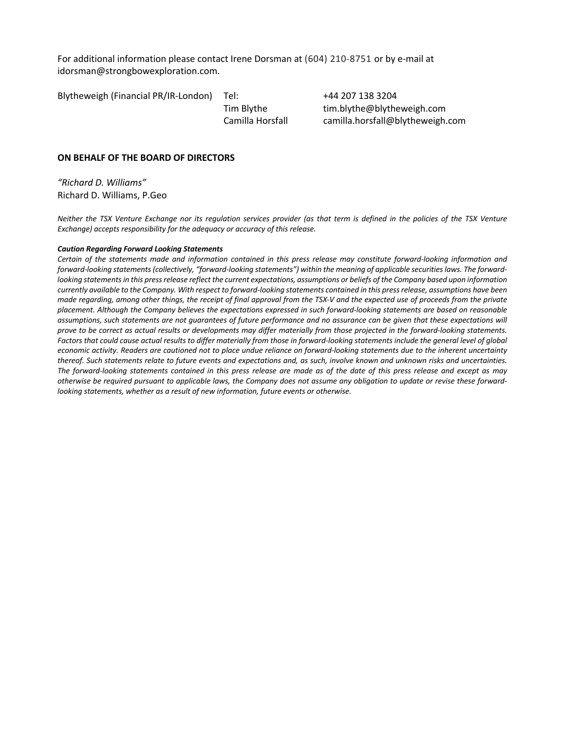For additional information please contact Irene Dorsman at (604) 210-8751 or by e-mail at idorsman@strongbowexploration.com.

| | | |
|---|---|---|
| Blytheweigh (Financial PR/IR-London) | Tel: | +44 207 138 3204 |
| | Tim Blythe | tim.blythe@blytheweigh.com |
| | Camilla Horsfall | camilla.horsfall@blytheweigh.com |

**ON BEHALF OF THE BOARD OF DIRECTORS**

*"Richard D. Williams"*
Richard D. Williams, P.Geo

*Neither the TSX Venture Exchange nor its regulation services provider (as that term is defined in the policies of the TSX Venture Exchange) accepts responsibility for the adequacy or accuracy of this release.*

***Caution Regarding Forward Looking Statements***

*Certain of the statements made and information contained in this press release may constitute forward-looking information and forward-looking statements (collectively, "forward-looking statements") within the meaning of applicable securities laws. The forward-looking statements in this press release reflect the current expectations, assumptions or beliefs of the Company based upon information currently available to the Company. With respect to forward-looking statements contained in this press release, assumptions have been made regarding, among other things, the receipt of final approval from the TSX-V and the expected use of proceeds from the private placement. Although the Company believes the expectations expressed in such forward-looking statements are based on reasonable assumptions, such statements are not guarantees of future performance and no assurance can be given that these expectations will prove to be correct as actual results or developments may differ materially from those projected in the forward-looking statements. Factors that could cause actual results to differ materially from those in forward-looking statements include the general level of global economic activity. Readers are cautioned not to place undue reliance on forward-looking statements due to the inherent uncertainty thereof. Such statements relate to future events and expectations and, as such, involve known and unknown risks and uncertainties. The forward-looking statements contained in this press release are made as of the date of this press release and except as may otherwise be required pursuant to applicable laws, the Company does not assume any obligation to update or revise these forward-looking statements, whether as a result of new information, future events or otherwise.*